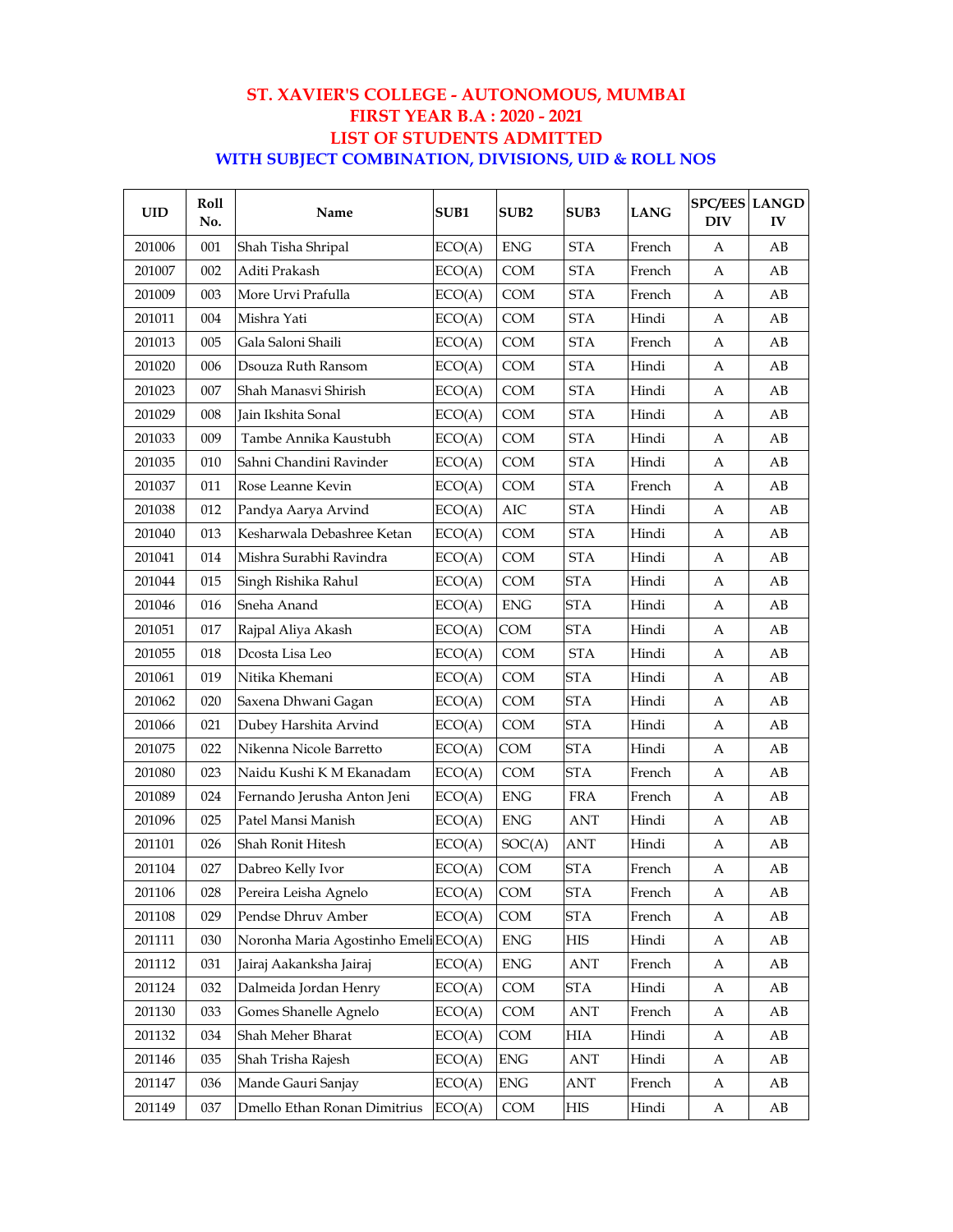# ST. XAVIER'S COLLEGE - AUTONOMOUS, MUMBAI
## FIRST YEAR B.A : 2020 - 2021
## LIST OF STUDENTS ADMITTED
### WITH SUBJECT COMBINATION, DIVISIONS, UID & ROLL NOS

| UID | Roll No. | Name | SUB1 | SUB2 | SUB3 | LANG | SPC/EES DIV | LANGD IV |
|---|---|---|---|---|---|---|---|---|
| 201006 | 001 | Shah Tisha Shripal | ECO(A) | ENG | STA | French | A | AB |
| 201007 | 002 | Aditi Prakash | ECO(A) | COM | STA | French | A | AB |
| 201009 | 003 | More Urvi Prafulla | ECO(A) | COM | STA | French | A | AB |
| 201011 | 004 | Mishra Yati | ECO(A) | COM | STA | Hindi | A | AB |
| 201013 | 005 | Gala Saloni Shaili | ECO(A) | COM | STA | French | A | AB |
| 201020 | 006 | Dsouza Ruth Ransom | ECO(A) | COM | STA | Hindi | A | AB |
| 201023 | 007 | Shah Manasvi Shirish | ECO(A) | COM | STA | Hindi | A | AB |
| 201029 | 008 | Jain Ikshita Sonal | ECO(A) | COM | STA | Hindi | A | AB |
| 201033 | 009 | Tambe Annika Kaustubh | ECO(A) | COM | STA | Hindi | A | AB |
| 201035 | 010 | Sahni Chandini Ravinder | ECO(A) | COM | STA | Hindi | A | AB |
| 201037 | 011 | Rose Leanne Kevin | ECO(A) | COM | STA | French | A | AB |
| 201038 | 012 | Pandya Aarya Arvind | ECO(A) | AIC | STA | Hindi | A | AB |
| 201040 | 013 | Kesharwala Debashree Ketan | ECO(A) | COM | STA | Hindi | A | AB |
| 201041 | 014 | Mishra Surabhi Ravindra | ECO(A) | COM | STA | Hindi | A | AB |
| 201044 | 015 | Singh Rishika Rahul | ECO(A) | COM | STA | Hindi | A | AB |
| 201046 | 016 | Sneha Anand | ECO(A) | ENG | STA | Hindi | A | AB |
| 201051 | 017 | Rajpal Aliya Akash | ECO(A) | COM | STA | Hindi | A | AB |
| 201055 | 018 | Dcosta Lisa Leo | ECO(A) | COM | STA | Hindi | A | AB |
| 201061 | 019 | Nitika Khemani | ECO(A) | COM | STA | Hindi | A | AB |
| 201062 | 020 | Saxena Dhwani Gagan | ECO(A) | COM | STA | Hindi | A | AB |
| 201066 | 021 | Dubey Harshita Arvind | ECO(A) | COM | STA | Hindi | A | AB |
| 201075 | 022 | Nikenna Nicole Barretto | ECO(A) | COM | STA | Hindi | A | AB |
| 201080 | 023 | Naidu Kushi K M Ekanadam | ECO(A) | COM | STA | French | A | AB |
| 201089 | 024 | Fernando Jerusha Anton Jeni | ECO(A) | ENG | FRA | French | A | AB |
| 201096 | 025 | Patel Mansi Manish | ECO(A) | ENG | ANT | Hindi | A | AB |
| 201101 | 026 | Shah Ronit Hitesh | ECO(A) | SOC(A) | ANT | Hindi | A | AB |
| 201104 | 027 | Dabreo Kelly Ivor | ECO(A) | COM | STA | French | A | AB |
| 201106 | 028 | Pereira Leisha Agnelo | ECO(A) | COM | STA | French | A | AB |
| 201108 | 029 | Pendse Dhruv Amber | ECO(A) | COM | STA | French | A | AB |
| 201111 | 030 | Noronha Maria Agostinho Emeli | ECO(A) | ENG | HIS | Hindi | A | AB |
| 201112 | 031 | Jairaj Aakanksha Jairaj | ECO(A) | ENG | ANT | French | A | AB |
| 201124 | 032 | Dalmeida Jordan Henry | ECO(A) | COM | STA | Hindi | A | AB |
| 201130 | 033 | Gomes Shanelle Agnelo | ECO(A) | COM | ANT | French | A | AB |
| 201132 | 034 | Shah Meher Bharat | ECO(A) | COM | HIA | Hindi | A | AB |
| 201146 | 035 | Shah Trisha Rajesh | ECO(A) | ENG | ANT | Hindi | A | AB |
| 201147 | 036 | Mande Gauri Sanjay | ECO(A) | ENG | ANT | French | A | AB |
| 201149 | 037 | Dmello Ethan Ronan Dimitrius | ECO(A) | COM | HIS | Hindi | A | AB |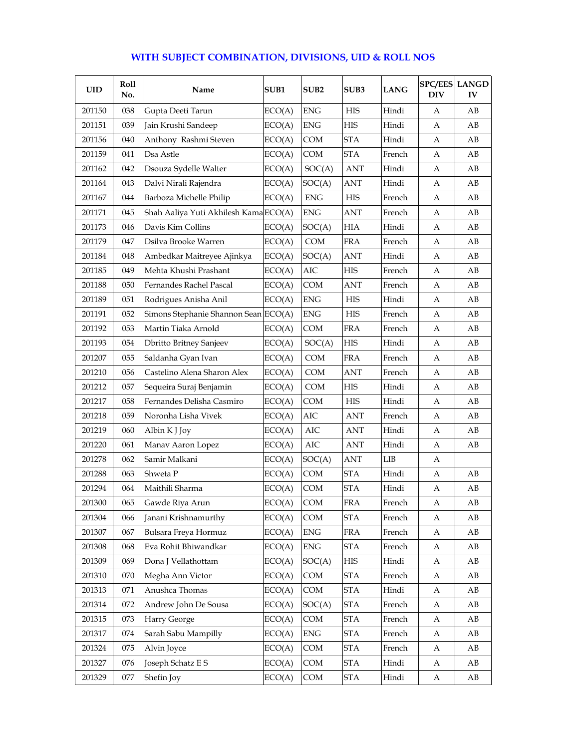## WITH SUBJECT COMBINATION, DIVISIONS, UID & ROLL NOS

| UID | Roll No. | Name | SUB1 | SUB2 | SUB3 | LANG | SPC/EES DIV | LANGD IV |
|---|---|---|---|---|---|---|---|---|
| 201150 | 038 | Gupta Deeti Tarun | ECO(A) | ENG | HIS | Hindi | A | AB |
| 201151 | 039 | Jain Krushi Sandeep | ECO(A) | ENG | HIS | Hindi | A | AB |
| 201156 | 040 | Anthony Rashmi Steven | ECO(A) | COM | STA | Hindi | A | AB |
| 201159 | 041 | Dsa Astle | ECO(A) | COM | STA | French | A | AB |
| 201162 | 042 | Dsouza Sydelle Walter | ECO(A) | SOC(A) | ANT | Hindi | A | AB |
| 201164 | 043 | Dalvi Nirali Rajendra | ECO(A) | SOC(A) | ANT | Hindi | A | AB |
| 201167 | 044 | Barboza Michelle Philip | ECO(A) | ENG | HIS | French | A | AB |
| 201171 | 045 | Shah Aaliya Yuti Akhilesh Kama | ECO(A) | ENG | ANT | French | A | AB |
| 201173 | 046 | Davis Kim Collins | ECO(A) | SOC(A) | HIA | Hindi | A | AB |
| 201179 | 047 | Dsilva Brooke Warren | ECO(A) | COM | FRA | French | A | AB |
| 201184 | 048 | Ambedkar Maitreyee Ajinkya | ECO(A) | SOC(A) | ANT | Hindi | A | AB |
| 201185 | 049 | Mehta Khushi Prashant | ECO(A) | AIC | HIS | French | A | AB |
| 201188 | 050 | Fernandes Rachel Pascal | ECO(A) | COM | ANT | French | A | AB |
| 201189 | 051 | Rodrigues Anisha Anil | ECO(A) | ENG | HIS | Hindi | A | AB |
| 201191 | 052 | Simons Stephanie Shannon Sean | ECO(A) | ENG | HIS | French | A | AB |
| 201192 | 053 | Martin Tiaka Arnold | ECO(A) | COM | FRA | French | A | AB |
| 201193 | 054 | Dbritto Britney Sanjeev | ECO(A) | SOC(A) | HIS | Hindi | A | AB |
| 201207 | 055 | Saldanha Gyan Ivan | ECO(A) | COM | FRA | French | A | AB |
| 201210 | 056 | Castelino Alena Sharon Alex | ECO(A) | COM | ANT | French | A | AB |
| 201212 | 057 | Sequeira Suraj Benjamin | ECO(A) | COM | HIS | Hindi | A | AB |
| 201217 | 058 | Fernandes Delisha Casmiro | ECO(A) | COM | HIS | Hindi | A | AB |
| 201218 | 059 | Noronha Lisha Vivek | ECO(A) | AIC | ANT | French | A | AB |
| 201219 | 060 | Albin K J Joy | ECO(A) | AIC | ANT | Hindi | A | AB |
| 201220 | 061 | Manav Aaron Lopez | ECO(A) | AIC | ANT | Hindi | A | AB |
| 201278 | 062 | Samir Malkani | ECO(A) | SOC(A) | ANT | LIB | A | |
| 201288 | 063 | Shweta P | ECO(A) | COM | STA | Hindi | A | AB |
| 201294 | 064 | Maithili Sharma | ECO(A) | COM | STA | Hindi | A | AB |
| 201300 | 065 | Gawde Riya Arun | ECO(A) | COM | FRA | French | A | AB |
| 201304 | 066 | Janani Krishnamurthy | ECO(A) | COM | STA | French | A | AB |
| 201307 | 067 | Bulsara Freya Hormuz | ECO(A) | ENG | FRA | French | A | AB |
| 201308 | 068 | Eva Rohit Bhiwandkar | ECO(A) | ENG | STA | French | A | AB |
| 201309 | 069 | Dona J Vellathottam | ECO(A) | SOC(A) | HIS | Hindi | A | AB |
| 201310 | 070 | Megha Ann Victor | ECO(A) | COM | STA | French | A | AB |
| 201313 | 071 | Anushca Thomas | ECO(A) | COM | STA | Hindi | A | AB |
| 201314 | 072 | Andrew John De Sousa | ECO(A) | SOC(A) | STA | French | A | AB |
| 201315 | 073 | Harry George | ECO(A) | COM | STA | French | A | AB |
| 201317 | 074 | Sarah Sabu Mampilly | ECO(A) | ENG | STA | French | A | AB |
| 201324 | 075 | Alvin Joyce | ECO(A) | COM | STA | French | A | AB |
| 201327 | 076 | Joseph Schatz E S | ECO(A) | COM | STA | Hindi | A | AB |
| 201329 | 077 | Shefin Joy | ECO(A) | COM | STA | Hindi | A | AB |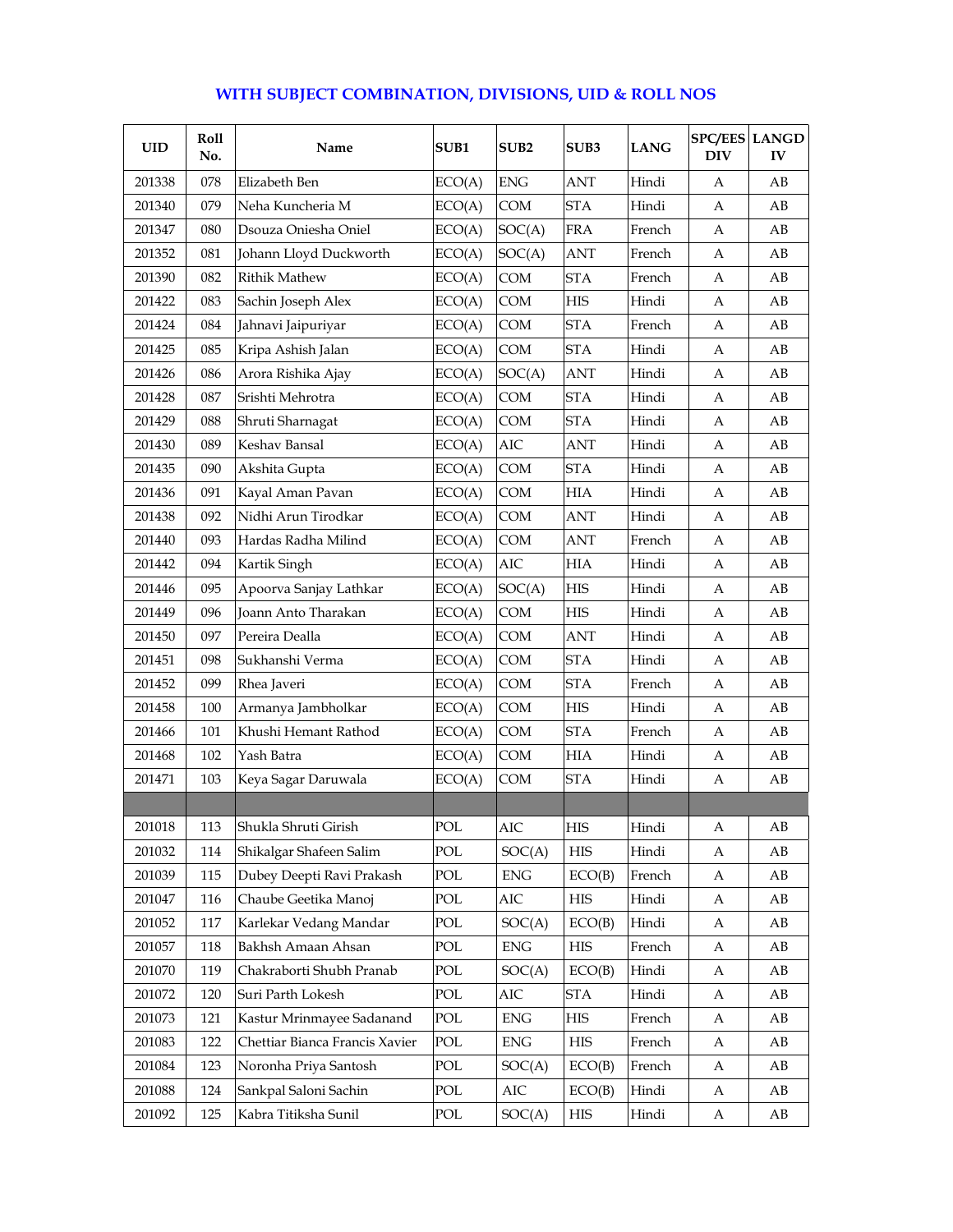## WITH SUBJECT COMBINATION, DIVISIONS, UID & ROLL NOS

| UID | Roll No. | Name | SUB1 | SUB2 | SUB3 | LANG | SPC/EES DIV | LANGD IV |
|---|---|---|---|---|---|---|---|---|
| 201338 | 078 | Elizabeth Ben | ECO(A) | ENG | ANT | Hindi | A | AB |
| 201340 | 079 | Neha Kuncheria M | ECO(A) | COM | STA | Hindi | A | AB |
| 201347 | 080 | Dsouza Oniesha Oniel | ECO(A) | SOC(A) | FRA | French | A | AB |
| 201352 | 081 | Johann Lloyd Duckworth | ECO(A) | SOC(A) | ANT | French | A | AB |
| 201390 | 082 | Rithik Mathew | ECO(A) | COM | STA | French | A | AB |
| 201422 | 083 | Sachin Joseph Alex | ECO(A) | COM | HIS | Hindi | A | AB |
| 201424 | 084 | Jahnavi Jaipuriyar | ECO(A) | COM | STA | French | A | AB |
| 201425 | 085 | Kripa Ashish Jalan | ECO(A) | COM | STA | Hindi | A | AB |
| 201426 | 086 | Arora Rishika Ajay | ECO(A) | SOC(A) | ANT | Hindi | A | AB |
| 201428 | 087 | Srishti Mehrotra | ECO(A) | COM | STA | Hindi | A | AB |
| 201429 | 088 | Shruti Sharnagat | ECO(A) | COM | STA | Hindi | A | AB |
| 201430 | 089 | Keshav Bansal | ECO(A) | AIC | ANT | Hindi | A | AB |
| 201435 | 090 | Akshita Gupta | ECO(A) | COM | STA | Hindi | A | AB |
| 201436 | 091 | Kayal Aman Pavan | ECO(A) | COM | HIA | Hindi | A | AB |
| 201438 | 092 | Nidhi Arun Tirodkar | ECO(A) | COM | ANT | Hindi | A | AB |
| 201440 | 093 | Hardas Radha Milind | ECO(A) | COM | ANT | French | A | AB |
| 201442 | 094 | Kartik Singh | ECO(A) | AIC | HIA | Hindi | A | AB |
| 201446 | 095 | Apoorva Sanjay Lathkar | ECO(A) | SOC(A) | HIS | Hindi | A | AB |
| 201449 | 096 | Joann Anto Tharakan | ECO(A) | COM | HIS | Hindi | A | AB |
| 201450 | 097 | Pereira Dealla | ECO(A) | COM | ANT | Hindi | A | AB |
| 201451 | 098 | Sukhanshi Verma | ECO(A) | COM | STA | Hindi | A | AB |
| 201452 | 099 | Rhea Javeri | ECO(A) | COM | STA | French | A | AB |
| 201458 | 100 | Armanya Jambholkar | ECO(A) | COM | HIS | Hindi | A | AB |
| 201466 | 101 | Khushi Hemant Rathod | ECO(A) | COM | STA | French | A | AB |
| 201468 | 102 | Yash Batra | ECO(A) | COM | HIA | Hindi | A | AB |
| 201471 | 103 | Keya Sagar Daruwala | ECO(A) | COM | STA | Hindi | A | AB |
| | | | | | | | | |
| 201018 | 113 | Shukla Shruti Girish | POL | AIC | HIS | Hindi | A | AB |
| 201032 | 114 | Shikalgar Shafeen Salim | POL | SOC(A) | HIS | Hindi | A | AB |
| 201039 | 115 | Dubey Deepti Ravi Prakash | POL | ENG | ECO(B) | French | A | AB |
| 201047 | 116 | Chaube Geetika Manoj | POL | AIC | HIS | Hindi | A | AB |
| 201052 | 117 | Karlekar Vedang Mandar | POL | SOC(A) | ECO(B) | Hindi | A | AB |
| 201057 | 118 | Bakhsh Amaan Ahsan | POL | ENG | HIS | French | A | AB |
| 201070 | 119 | Chakraborti Shubh Pranab | POL | SOC(A) | ECO(B) | Hindi | A | AB |
| 201072 | 120 | Suri Parth Lokesh | POL | AIC | STA | Hindi | A | AB |
| 201073 | 121 | Kastur Mrinmayee Sadanand | POL | ENG | HIS | French | A | AB |
| 201083 | 122 | Chettiar Bianca Francis Xavier | POL | ENG | HIS | French | A | AB |
| 201084 | 123 | Noronha Priya Santosh | POL | SOC(A) | ECO(B) | French | A | AB |
| 201088 | 124 | Sankpal Saloni Sachin | POL | AIC | ECO(B) | Hindi | A | AB |
| 201092 | 125 | Kabra Titiksha Sunil | POL | SOC(A) | HIS | Hindi | A | AB |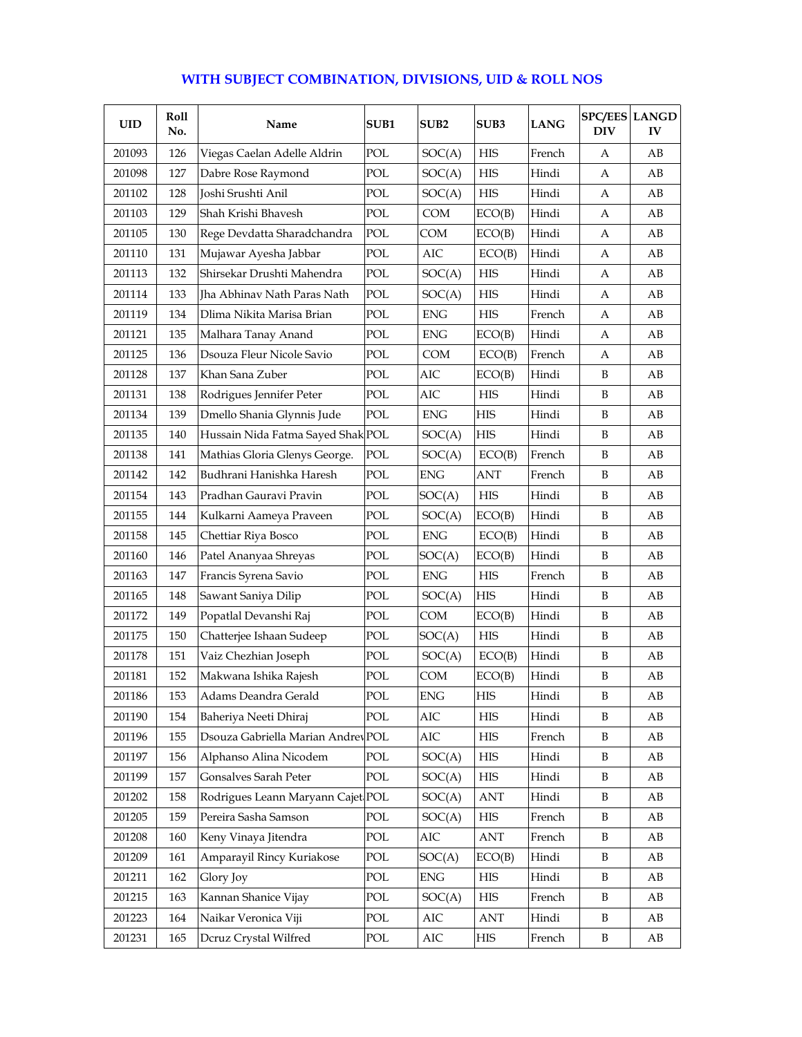## WITH SUBJECT COMBINATION, DIVISIONS, UID & ROLL NOS

| UID | Roll No. | Name | SUB1 | SUB2 | SUB3 | LANG | SPC/EES DIV | LANGD IV |
|---|---|---|---|---|---|---|---|---|
| 201093 | 126 | Viegas Caelan Adelle Aldrin | POL | SOC(A) | HIS | French | A | AB |
| 201098 | 127 | Dabre Rose Raymond | POL | SOC(A) | HIS | Hindi | A | AB |
| 201102 | 128 | Joshi Srushti Anil | POL | SOC(A) | HIS | Hindi | A | AB |
| 201103 | 129 | Shah Krishi Bhavesh | POL | COM | ECO(B) | Hindi | A | AB |
| 201105 | 130 | Rege Devdatta Sharadchandra | POL | COM | ECO(B) | Hindi | A | AB |
| 201110 | 131 | Mujawar Ayesha Jabbar | POL | AIC | ECO(B) | Hindi | A | AB |
| 201113 | 132 | Shirsekar Drushti Mahendra | POL | SOC(A) | HIS | Hindi | A | AB |
| 201114 | 133 | Jha Abhinav Nath Paras Nath | POL | SOC(A) | HIS | Hindi | A | AB |
| 201119 | 134 | Dlima Nikita Marisa Brian | POL | ENG | HIS | French | A | AB |
| 201121 | 135 | Malhara Tanay Anand | POL | ENG | ECO(B) | Hindi | A | AB |
| 201125 | 136 | Dsouza Fleur Nicole Savio | POL | COM | ECO(B) | French | A | AB |
| 201128 | 137 | Khan Sana Zuber | POL | AIC | ECO(B) | Hindi | B | AB |
| 201131 | 138 | Rodrigues Jennifer Peter | POL | AIC | HIS | Hindi | B | AB |
| 201134 | 139 | Dmello Shania Glynnis Jude | POL | ENG | HIS | Hindi | B | AB |
| 201135 | 140 | Hussain Nida Fatma Sayed Shak | POL | SOC(A) | HIS | Hindi | B | AB |
| 201138 | 141 | Mathias Gloria Glenys George. | POL | SOC(A) | ECO(B) | French | B | AB |
| 201142 | 142 | Budhrani Hanishka Haresh | POL | ENG | ANT | French | B | AB |
| 201154 | 143 | Pradhan Gauravi Pravin | POL | SOC(A) | HIS | Hindi | B | AB |
| 201155 | 144 | Kulkarni Aameya Praveen | POL | SOC(A) | ECO(B) | Hindi | B | AB |
| 201158 | 145 | Chettiar Riya Bosco | POL | ENG | ECO(B) | Hindi | B | AB |
| 201160 | 146 | Patel Ananyaa Shreyas | POL | SOC(A) | ECO(B) | Hindi | B | AB |
| 201163 | 147 | Francis Syrena Savio | POL | ENG | HIS | French | B | AB |
| 201165 | 148 | Sawant Saniya Dilip | POL | SOC(A) | HIS | Hindi | B | AB |
| 201172 | 149 | Popatlal Devanshi Raj | POL | COM | ECO(B) | Hindi | B | AB |
| 201175 | 150 | Chatterjee Ishaan Sudeep | POL | SOC(A) | HIS | Hindi | B | AB |
| 201178 | 151 | Vaiz Chezhian Joseph | POL | SOC(A) | ECO(B) | Hindi | B | AB |
| 201181 | 152 | Makwana Ishika Rajesh | POL | COM | ECO(B) | Hindi | B | AB |
| 201186 | 153 | Adams Deandra Gerald | POL | ENG | HIS | Hindi | B | AB |
| 201190 | 154 | Baheriya Neeti Dhiraj | POL | AIC | HIS | Hindi | B | AB |
| 201196 | 155 | Dsouza Gabriella Marian Andrev | POL | AIC | HIS | French | B | AB |
| 201197 | 156 | Alphanso Alina Nicodem | POL | SOC(A) | HIS | Hindi | B | AB |
| 201199 | 157 | Gonsalves Sarah Peter | POL | SOC(A) | HIS | Hindi | B | AB |
| 201202 | 158 | Rodrigues Leann Maryann Cajet | POL | SOC(A) | ANT | Hindi | B | AB |
| 201205 | 159 | Pereira Sasha Samson | POL | SOC(A) | HIS | French | B | AB |
| 201208 | 160 | Keny Vinaya Jitendra | POL | AIC | ANT | French | B | AB |
| 201209 | 161 | Amparayil Rincy Kuriakose | POL | SOC(A) | ECO(B) | Hindi | B | AB |
| 201211 | 162 | Glory Joy | POL | ENG | HIS | Hindi | B | AB |
| 201215 | 163 | Kannan Shanice Vijay | POL | SOC(A) | HIS | French | B | AB |
| 201223 | 164 | Naikar Veronica Viji | POL | AIC | ANT | Hindi | B | AB |
| 201231 | 165 | Dcruz Crystal Wilfred | POL | AIC | HIS | French | B | AB |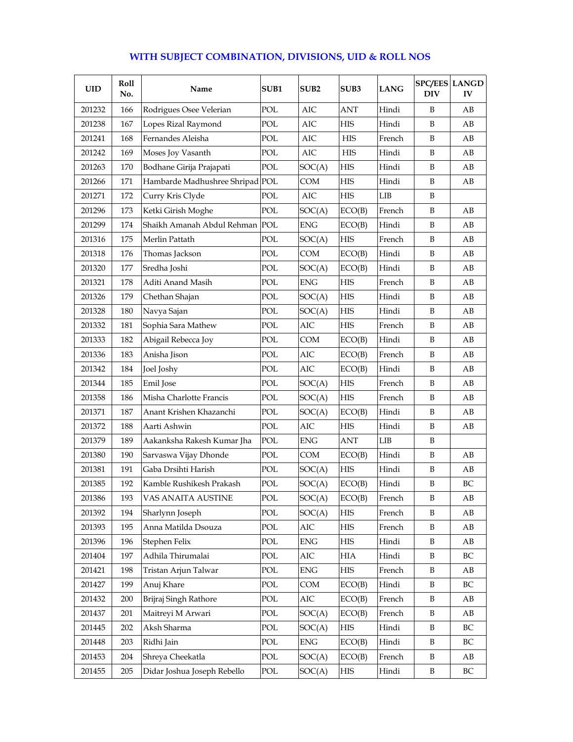## WITH SUBJECT COMBINATION, DIVISIONS, UID & ROLL NOS

| UID | Roll No. | Name | SUB1 | SUB2 | SUB3 | LANG | SPC/EES DIV | LANGD IV |
|---|---|---|---|---|---|---|---|---|
| 201232 | 166 | Rodrigues Osee Velerian | POL | AIC | ANT | Hindi | B | AB |
| 201238 | 167 | Lopes Rizal Raymond | POL | AIC | HIS | Hindi | B | AB |
| 201241 | 168 | Fernandes Aleisha | POL | AIC | HIS | French | B | AB |
| 201242 | 169 | Moses Joy Vasanth | POL | AIC | HIS | Hindi | B | AB |
| 201263 | 170 | Bodhane Girija Prajapati | POL | SOC(A) | HIS | Hindi | B | AB |
| 201266 | 171 | Hambarde Madhushree Shripad | POL | COM | HIS | Hindi | B | AB |
| 201271 | 172 | Curry Kris Clyde | POL | AIC | HIS | LIB | B | |
| 201296 | 173 | Ketki Girish Moghe | POL | SOC(A) | ECO(B) | French | B | AB |
| 201299 | 174 | Shaikh Amanah Abdul Rehman | POL | ENG | ECO(B) | Hindi | B | AB |
| 201316 | 175 | Merlin Pattath | POL | SOC(A) | HIS | French | B | AB |
| 201318 | 176 | Thomas Jackson | POL | COM | ECO(B) | Hindi | B | AB |
| 201320 | 177 | Sredha Joshi | POL | SOC(A) | ECO(B) | Hindi | B | AB |
| 201321 | 178 | Aditi Anand Masih | POL | ENG | HIS | French | B | AB |
| 201326 | 179 | Chethan Shajan | POL | SOC(A) | HIS | Hindi | B | AB |
| 201328 | 180 | Navya Sajan | POL | SOC(A) | HIS | Hindi | B | AB |
| 201332 | 181 | Sophia Sara Mathew | POL | AIC | HIS | French | B | AB |
| 201333 | 182 | Abigail Rebecca Joy | POL | COM | ECO(B) | Hindi | B | AB |
| 201336 | 183 | Anisha Jison | POL | AIC | ECO(B) | French | B | AB |
| 201342 | 184 | Joel Joshy | POL | AIC | ECO(B) | Hindi | B | AB |
| 201344 | 185 | Emil Jose | POL | SOC(A) | HIS | French | B | AB |
| 201358 | 186 | Misha Charlotte Francis | POL | SOC(A) | HIS | French | B | AB |
| 201371 | 187 | Anant Krishen Khazanchi | POL | SOC(A) | ECO(B) | Hindi | B | AB |
| 201372 | 188 | Aarti Ashwin | POL | AIC | HIS | Hindi | B | AB |
| 201379 | 189 | Aakanksha Rakesh Kumar Jha | POL | ENG | ANT | LIB | B | |
| 201380 | 190 | Sarvaswa Vijay Dhonde | POL | COM | ECO(B) | Hindi | B | AB |
| 201381 | 191 | Gaba Drsihti Harish | POL | SOC(A) | HIS | Hindi | B | AB |
| 201385 | 192 | Kamble Rushikesh Prakash | POL | SOC(A) | ECO(B) | Hindi | B | BC |
| 201386 | 193 | VAS ANAITA AUSTINE | POL | SOC(A) | ECO(B) | French | B | AB |
| 201392 | 194 | Sharlynn Joseph | POL | SOC(A) | HIS | French | B | AB |
| 201393 | 195 | Anna Matilda Dsouza | POL | AIC | HIS | French | B | AB |
| 201396 | 196 | Stephen Felix | POL | ENG | HIS | Hindi | B | AB |
| 201404 | 197 | Adhila Thirumalai | POL | AIC | HIA | Hindi | B | BC |
| 201421 | 198 | Tristan Arjun Talwar | POL | ENG | HIS | French | B | AB |
| 201427 | 199 | Anuj Khare | POL | COM | ECO(B) | Hindi | B | BC |
| 201432 | 200 | Brijraj Singh Rathore | POL | AIC | ECO(B) | French | B | AB |
| 201437 | 201 | Maitreyi M Arwari | POL | SOC(A) | ECO(B) | French | B | AB |
| 201445 | 202 | Aksh Sharma | POL | SOC(A) | HIS | Hindi | B | BC |
| 201448 | 203 | Ridhi Jain | POL | ENG | ECO(B) | Hindi | B | BC |
| 201453 | 204 | Shreya Cheekatla | POL | SOC(A) | ECO(B) | French | B | AB |
| 201455 | 205 | Didar Joshua Joseph Rebello | POL | SOC(A) | HIS | Hindi | B | BC |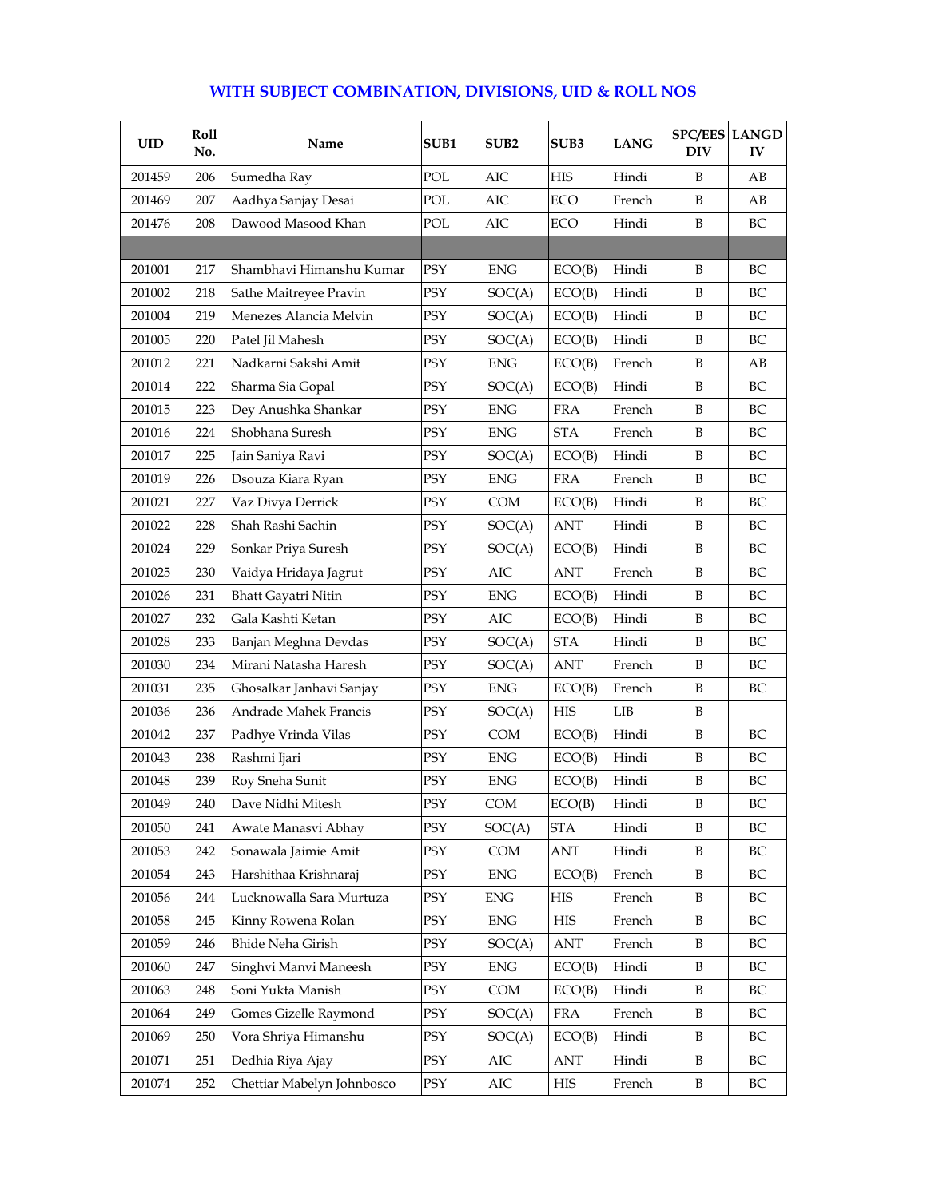## WITH SUBJECT COMBINATION, DIVISIONS, UID & ROLL NOS

| UID | Roll No. | Name | SUB1 | SUB2 | SUB3 | LANG | SPC/EES DIV | LANGD IV |
|---|---|---|---|---|---|---|---|---|
| 201459 | 206 | Sumedha Ray | POL | AIC | HIS | Hindi | B | AB |
| 201469 | 207 | Aadhya Sanjay Desai | POL | AIC | ECO | French | B | AB |
| 201476 | 208 | Dawood Masood Khan | POL | AIC | ECO | Hindi | B | BC |
| | | | | | | | | |
| 201001 | 217 | Shambhavi Himanshu Kumar | PSY | ENG | ECO(B) | Hindi | B | BC |
| 201002 | 218 | Sathe Maitreyee Pravin | PSY | SOC(A) | ECO(B) | Hindi | B | BC |
| 201004 | 219 | Menezes Alancia Melvin | PSY | SOC(A) | ECO(B) | Hindi | B | BC |
| 201005 | 220 | Patel Jil Mahesh | PSY | SOC(A) | ECO(B) | Hindi | B | BC |
| 201012 | 221 | Nadkarni Sakshi Amit | PSY | ENG | ECO(B) | French | B | AB |
| 201014 | 222 | Sharma Sia Gopal | PSY | SOC(A) | ECO(B) | Hindi | B | BC |
| 201015 | 223 | Dey Anushka Shankar | PSY | ENG | FRA | French | B | BC |
| 201016 | 224 | Shobhana Suresh | PSY | ENG | STA | French | B | BC |
| 201017 | 225 | Jain Saniya Ravi | PSY | SOC(A) | ECO(B) | Hindi | B | BC |
| 201019 | 226 | Dsouza Kiara Ryan | PSY | ENG | FRA | French | B | BC |
| 201021 | 227 | Vaz Divya Derrick | PSY | COM | ECO(B) | Hindi | B | BC |
| 201022 | 228 | Shah Rashi Sachin | PSY | SOC(A) | ANT | Hindi | B | BC |
| 201024 | 229 | Sonkar Priya Suresh | PSY | SOC(A) | ECO(B) | Hindi | B | BC |
| 201025 | 230 | Vaidya Hridaya Jagrut | PSY | AIC | ANT | French | B | BC |
| 201026 | 231 | Bhatt Gayatri Nitin | PSY | ENG | ECO(B) | Hindi | B | BC |
| 201027 | 232 | Gala Kashti Ketan | PSY | AIC | ECO(B) | Hindi | B | BC |
| 201028 | 233 | Banjan Meghna Devdas | PSY | SOC(A) | STA | Hindi | B | BC |
| 201030 | 234 | Mirani Natasha Haresh | PSY | SOC(A) | ANT | French | B | BC |
| 201031 | 235 | Ghosalkar Janhavi Sanjay | PSY | ENG | ECO(B) | French | B | BC |
| 201036 | 236 | Andrade Mahek Francis | PSY | SOC(A) | HIS | LIB | B | |
| 201042 | 237 | Padhye Vrinda Vilas | PSY | COM | ECO(B) | Hindi | B | BC |
| 201043 | 238 | Rashmi Ijari | PSY | ENG | ECO(B) | Hindi | B | BC |
| 201048 | 239 | Roy Sneha Sunit | PSY | ENG | ECO(B) | Hindi | B | BC |
| 201049 | 240 | Dave Nidhi Mitesh | PSY | COM | ECO(B) | Hindi | B | BC |
| 201050 | 241 | Awate Manasvi Abhay | PSY | SOC(A) | STA | Hindi | B | BC |
| 201053 | 242 | Sonawala Jaimie Amit | PSY | COM | ANT | Hindi | B | BC |
| 201054 | 243 | Harshithaa Krishnaraj | PSY | ENG | ECO(B) | French | B | BC |
| 201056 | 244 | Lucknowalla Sara Murtuza | PSY | ENG | HIS | French | B | BC |
| 201058 | 245 | Kinny Rowena Rolan | PSY | ENG | HIS | French | B | BC |
| 201059 | 246 | Bhide Neha Girish | PSY | SOC(A) | ANT | French | B | BC |
| 201060 | 247 | Singhvi Manvi Maneesh | PSY | ENG | ECO(B) | Hindi | B | BC |
| 201063 | 248 | Soni Yukta Manish | PSY | COM | ECO(B) | Hindi | B | BC |
| 201064 | 249 | Gomes Gizelle Raymond | PSY | SOC(A) | FRA | French | B | BC |
| 201069 | 250 | Vora Shriya Himanshu | PSY | SOC(A) | ECO(B) | Hindi | B | BC |
| 201071 | 251 | Dedhia Riya Ajay | PSY | AIC | ANT | Hindi | B | BC |
| 201074 | 252 | Chettiar Mabelyn Johnbosco | PSY | AIC | HIS | French | B | BC |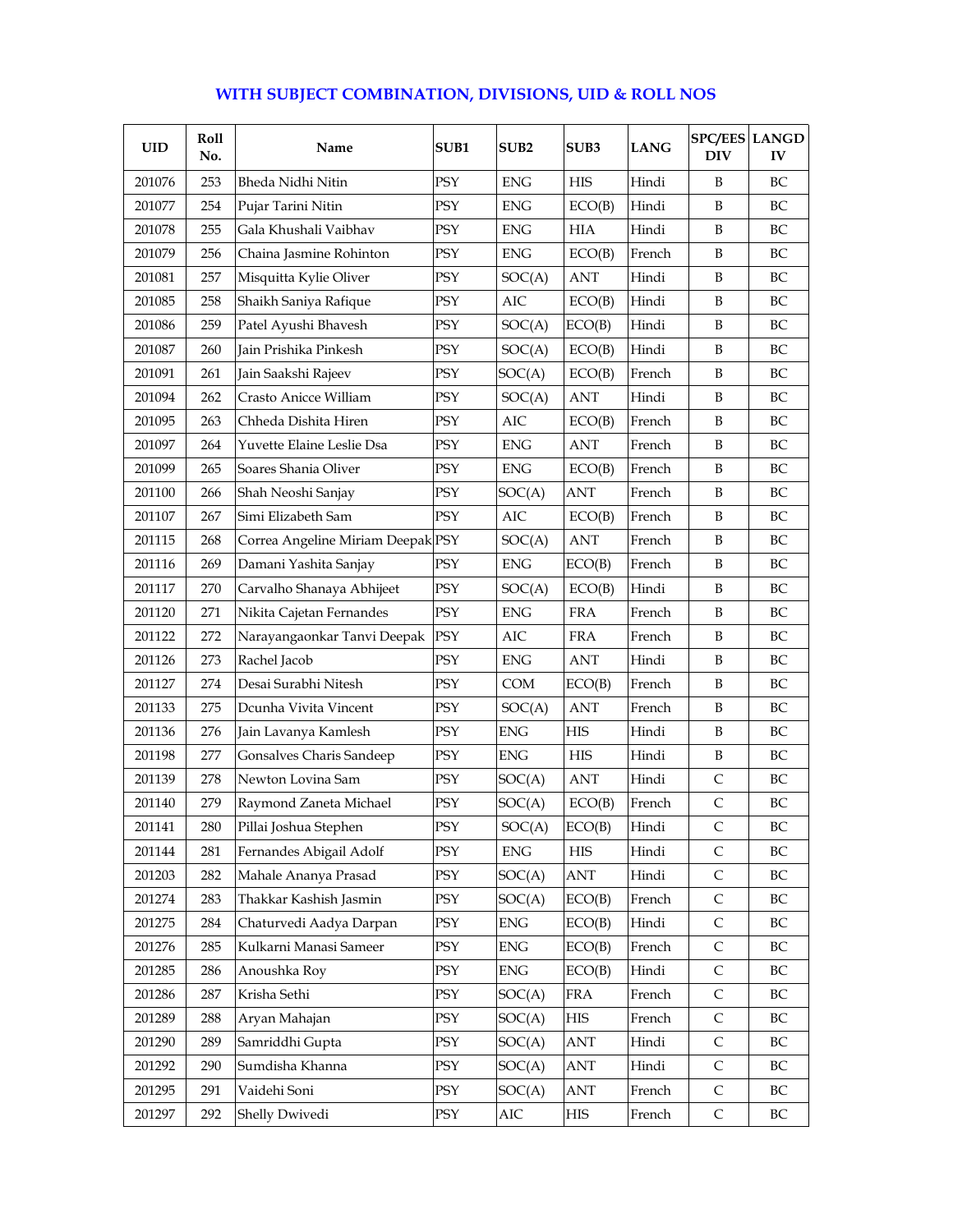## WITH SUBJECT COMBINATION, DIVISIONS, UID & ROLL NOS

| UID | Roll No. | Name | SUB1 | SUB2 | SUB3 | LANG | SPC/EES DIV | LANGD IV |
|---|---|---|---|---|---|---|---|---|
| 201076 | 253 | Bheda Nidhi Nitin | PSY | ENG | HIS | Hindi | B | BC |
| 201077 | 254 | Pujar Tarini Nitin | PSY | ENG | ECO(B) | Hindi | B | BC |
| 201078 | 255 | Gala Khushali Vaibhav | PSY | ENG | HIA | Hindi | B | BC |
| 201079 | 256 | Chaina Jasmine Rohinton | PSY | ENG | ECO(B) | French | B | BC |
| 201081 | 257 | Misquitta Kylie Oliver | PSY | SOC(A) | ANT | Hindi | B | BC |
| 201085 | 258 | Shaikh Saniya Rafique | PSY | AIC | ECO(B) | Hindi | B | BC |
| 201086 | 259 | Patel Ayushi Bhavesh | PSY | SOC(A) | ECO(B) | Hindi | B | BC |
| 201087 | 260 | Jain Prishika Pinkesh | PSY | SOC(A) | ECO(B) | Hindi | B | BC |
| 201091 | 261 | Jain Saakshi Rajeev | PSY | SOC(A) | ECO(B) | French | B | BC |
| 201094 | 262 | Crasto Anicce William | PSY | SOC(A) | ANT | Hindi | B | BC |
| 201095 | 263 | Chheda Dishita Hiren | PSY | AIC | ECO(B) | French | B | BC |
| 201097 | 264 | Yuvette Elaine Leslie Dsa | PSY | ENG | ANT | French | B | BC |
| 201099 | 265 | Soares Shania Oliver | PSY | ENG | ECO(B) | French | B | BC |
| 201100 | 266 | Shah Neoshi Sanjay | PSY | SOC(A) | ANT | French | B | BC |
| 201107 | 267 | Simi Elizabeth Sam | PSY | AIC | ECO(B) | French | B | BC |
| 201115 | 268 | Correa Angeline Miriam Deepak | PSY | SOC(A) | ANT | French | B | BC |
| 201116 | 269 | Damani Yashita Sanjay | PSY | ENG | ECO(B) | French | B | BC |
| 201117 | 270 | Carvalho Shanaya Abhijeet | PSY | SOC(A) | ECO(B) | Hindi | B | BC |
| 201120 | 271 | Nikita Cajetan Fernandes | PSY | ENG | FRA | French | B | BC |
| 201122 | 272 | Narayangaonkar Tanvi Deepak | PSY | AIC | FRA | French | B | BC |
| 201126 | 273 | Rachel Jacob | PSY | ENG | ANT | Hindi | B | BC |
| 201127 | 274 | Desai Surabhi Nitesh | PSY | COM | ECO(B) | French | B | BC |
| 201133 | 275 | Dcunha Vivita Vincent | PSY | SOC(A) | ANT | French | B | BC |
| 201136 | 276 | Jain Lavanya Kamlesh | PSY | ENG | HIS | Hindi | B | BC |
| 201198 | 277 | Gonsalves Charis Sandeep | PSY | ENG | HIS | Hindi | B | BC |
| 201139 | 278 | Newton Lovina Sam | PSY | SOC(A) | ANT | Hindi | C | BC |
| 201140 | 279 | Raymond Zaneta Michael | PSY | SOC(A) | ECO(B) | French | C | BC |
| 201141 | 280 | Pillai Joshua Stephen | PSY | SOC(A) | ECO(B) | Hindi | C | BC |
| 201144 | 281 | Fernandes Abigail Adolf | PSY | ENG | HIS | Hindi | C | BC |
| 201203 | 282 | Mahale Ananya Prasad | PSY | SOC(A) | ANT | Hindi | C | BC |
| 201274 | 283 | Thakkar Kashish Jasmin | PSY | SOC(A) | ECO(B) | French | C | BC |
| 201275 | 284 | Chaturvedi Aadya Darpan | PSY | ENG | ECO(B) | Hindi | C | BC |
| 201276 | 285 | Kulkarni Manasi Sameer | PSY | ENG | ECO(B) | French | C | BC |
| 201285 | 286 | Anoushka Roy | PSY | ENG | ECO(B) | Hindi | C | BC |
| 201286 | 287 | Krisha Sethi | PSY | SOC(A) | FRA | French | C | BC |
| 201289 | 288 | Aryan Mahajan | PSY | SOC(A) | HIS | French | C | BC |
| 201290 | 289 | Samriddhi Gupta | PSY | SOC(A) | ANT | Hindi | C | BC |
| 201292 | 290 | Sumdisha Khanna | PSY | SOC(A) | ANT | Hindi | C | BC |
| 201295 | 291 | Vaidehi Soni | PSY | SOC(A) | ANT | French | C | BC |
| 201297 | 292 | Shelly Dwivedi | PSY | AIC | HIS | French | C | BC |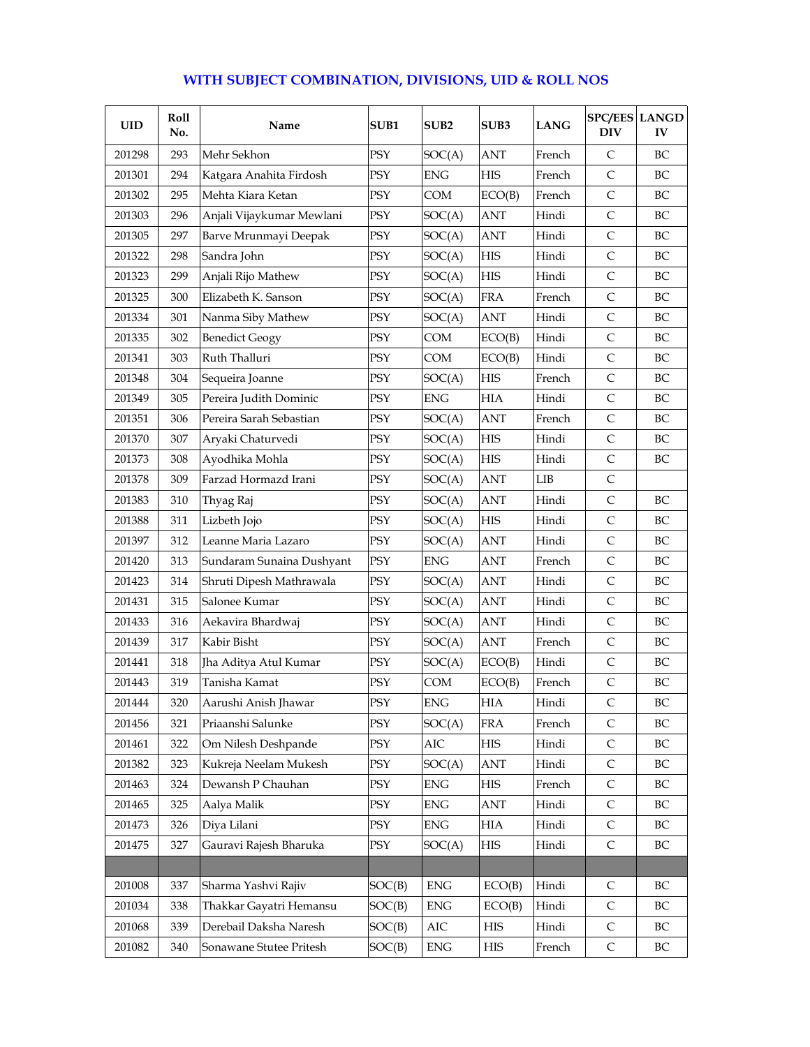## WITH SUBJECT COMBINATION, DIVISIONS, UID & ROLL NOS

| UID | Roll No. | Name | SUB1 | SUB2 | SUB3 | LANG | SPC/EES DIV | LANGD IV |
|---|---|---|---|---|---|---|---|---|
| 201298 | 293 | Mehr Sekhon | PSY | SOC(A) | ANT | French | C | BC |
| 201301 | 294 | Katgara Anahita Firdosh | PSY | ENG | HIS | French | C | BC |
| 201302 | 295 | Mehta Kiara Ketan | PSY | COM | ECO(B) | French | C | BC |
| 201303 | 296 | Anjali Vijaykumar Mewlani | PSY | SOC(A) | ANT | Hindi | C | BC |
| 201305 | 297 | Barve Mrunmayi Deepak | PSY | SOC(A) | ANT | Hindi | C | BC |
| 201322 | 298 | Sandra John | PSY | SOC(A) | HIS | Hindi | C | BC |
| 201323 | 299 | Anjali Rijo Mathew | PSY | SOC(A) | HIS | Hindi | C | BC |
| 201325 | 300 | Elizabeth K. Sanson | PSY | SOC(A) | FRA | French | C | BC |
| 201334 | 301 | Nanma Siby Mathew | PSY | SOC(A) | ANT | Hindi | C | BC |
| 201335 | 302 | Benedict Geogy | PSY | COM | ECO(B) | Hindi | C | BC |
| 201341 | 303 | Ruth Thalluri | PSY | COM | ECO(B) | Hindi | C | BC |
| 201348 | 304 | Sequeira Joanne | PSY | SOC(A) | HIS | French | C | BC |
| 201349 | 305 | Pereira Judith Dominic | PSY | ENG | HIA | Hindi | C | BC |
| 201351 | 306 | Pereira Sarah Sebastian | PSY | SOC(A) | ANT | French | C | BC |
| 201370 | 307 | Aryaki Chaturvedi | PSY | SOC(A) | HIS | Hindi | C | BC |
| 201373 | 308 | Ayodhika Mohla | PSY | SOC(A) | HIS | Hindi | C | BC |
| 201378 | 309 | Farzad Hormazd Irani | PSY | SOC(A) | ANT | LIB | C | |
| 201383 | 310 | Thyag Raj | PSY | SOC(A) | ANT | Hindi | C | BC |
| 201388 | 311 | Lizbeth Jojo | PSY | SOC(A) | HIS | Hindi | C | BC |
| 201397 | 312 | Leanne Maria Lazaro | PSY | SOC(A) | ANT | Hindi | C | BC |
| 201420 | 313 | Sundaram Sunaina Dushyant | PSY | ENG | ANT | French | C | BC |
| 201423 | 314 | Shruti Dipesh Mathrawala | PSY | SOC(A) | ANT | Hindi | C | BC |
| 201431 | 315 | Salonee Kumar | PSY | SOC(A) | ANT | Hindi | C | BC |
| 201433 | 316 | Aekavira Bhardwaj | PSY | SOC(A) | ANT | Hindi | C | BC |
| 201439 | 317 | Kabir Bisht | PSY | SOC(A) | ANT | French | C | BC |
| 201441 | 318 | Jha Aditya Atul Kumar | PSY | SOC(A) | ECO(B) | Hindi | C | BC |
| 201443 | 319 | Tanisha Kamat | PSY | COM | ECO(B) | French | C | BC |
| 201444 | 320 | Aarushi Anish Jhawar | PSY | ENG | HIA | Hindi | C | BC |
| 201456 | 321 | Priaanshi Salunke | PSY | SOC(A) | FRA | French | C | BC |
| 201461 | 322 | Om Nilesh Deshpande | PSY | AIC | HIS | Hindi | C | BC |
| 201382 | 323 | Kukreja Neelam Mukesh | PSY | SOC(A) | ANT | Hindi | C | BC |
| 201463 | 324 | Dewansh P Chauhan | PSY | ENG | HIS | French | C | BC |
| 201465 | 325 | Aalya Malik | PSY | ENG | ANT | Hindi | C | BC |
| 201473 | 326 | Diya Lilani | PSY | ENG | HIA | Hindi | C | BC |
| 201475 | 327 | Gauravi Rajesh Bharuka | PSY | SOC(A) | HIS | Hindi | C | BC |
| | | | | | | | | |
| 201008 | 337 | Sharma Yashvi Rajiv | SOC(B) | ENG | ECO(B) | Hindi | C | BC |
| 201034 | 338 | Thakkar Gayatri Hemansu | SOC(B) | ENG | ECO(B) | Hindi | C | BC |
| 201068 | 339 | Derebail Daksha Naresh | SOC(B) | AIC | HIS | Hindi | C | BC |
| 201082 | 340 | Sonawane Stutee Pritesh | SOC(B) | ENG | HIS | French | C | BC |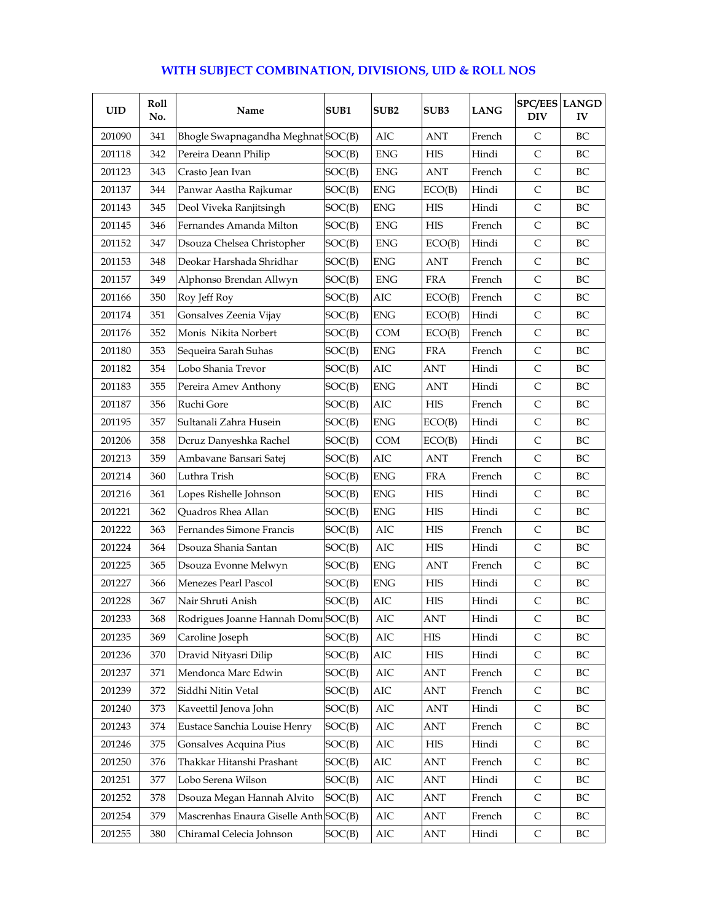## WITH SUBJECT COMBINATION, DIVISIONS, UID & ROLL NOS

| UID | Roll No. | Name | SUB1 | SUB2 | SUB3 | LANG | SPC/EES DIV | LANGD IV |
|---|---|---|---|---|---|---|---|---|
| 201090 | 341 | Bhogle Swapnagandha Meghnat | SOC(B) | AIC | ANT | French | C | BC |
| 201118 | 342 | Pereira Deann Philip | SOC(B) | ENG | HIS | Hindi | C | BC |
| 201123 | 343 | Crasto Jean Ivan | SOC(B) | ENG | ANT | French | C | BC |
| 201137 | 344 | Panwar Aastha Rajkumar | SOC(B) | ENG | ECO(B) | Hindi | C | BC |
| 201143 | 345 | Deol Viveka Ranjitsingh | SOC(B) | ENG | HIS | Hindi | C | BC |
| 201145 | 346 | Fernandes Amanda Milton | SOC(B) | ENG | HIS | French | C | BC |
| 201152 | 347 | Dsouza Chelsea Christopher | SOC(B) | ENG | ECO(B) | Hindi | C | BC |
| 201153 | 348 | Deokar Harshada Shridhar | SOC(B) | ENG | ANT | French | C | BC |
| 201157 | 349 | Alphonso Brendan Allwyn | SOC(B) | ENG | FRA | French | C | BC |
| 201166 | 350 | Roy Jeff Roy | SOC(B) | AIC | ECO(B) | French | C | BC |
| 201174 | 351 | Gonsalves Zeenia Vijay | SOC(B) | ENG | ECO(B) | Hindi | C | BC |
| 201176 | 352 | Monis Nikita Norbert | SOC(B) | COM | ECO(B) | French | C | BC |
| 201180 | 353 | Sequeira Sarah Suhas | SOC(B) | ENG | FRA | French | C | BC |
| 201182 | 354 | Lobo Shania Trevor | SOC(B) | AIC | ANT | Hindi | C | BC |
| 201183 | 355 | Pereira Amev Anthony | SOC(B) | ENG | ANT | Hindi | C | BC |
| 201187 | 356 | Ruchi Gore | SOC(B) | AIC | HIS | French | C | BC |
| 201195 | 357 | Sultanali Zahra Husein | SOC(B) | ENG | ECO(B) | Hindi | C | BC |
| 201206 | 358 | Dcruz Danyeshka Rachel | SOC(B) | COM | ECO(B) | Hindi | C | BC |
| 201213 | 359 | Ambavane Bansari Satej | SOC(B) | AIC | ANT | French | C | BC |
| 201214 | 360 | Luthra Trish | SOC(B) | ENG | FRA | French | C | BC |
| 201216 | 361 | Lopes Rishelle Johnson | SOC(B) | ENG | HIS | Hindi | C | BC |
| 201221 | 362 | Quadros Rhea Allan | SOC(B) | ENG | HIS | Hindi | C | BC |
| 201222 | 363 | Fernandes Simone Francis | SOC(B) | AIC | HIS | French | C | BC |
| 201224 | 364 | Dsouza Shania Santan | SOC(B) | AIC | HIS | Hindi | C | BC |
| 201225 | 365 | Dsouza Evonne Melwyn | SOC(B) | ENG | ANT | French | C | BC |
| 201227 | 366 | Menezes Pearl Pascol | SOC(B) | ENG | HIS | Hindi | C | BC |
| 201228 | 367 | Nair Shruti Anish | SOC(B) | AIC | HIS | Hindi | C | BC |
| 201233 | 368 | Rodrigues Joanne Hannah Domr | SOC(B) | AIC | ANT | Hindi | C | BC |
| 201235 | 369 | Caroline Joseph | SOC(B) | AIC | HIS | Hindi | C | BC |
| 201236 | 370 | Dravid Nityasri Dilip | SOC(B) | AIC | HIS | Hindi | C | BC |
| 201237 | 371 | Mendonca Marc Edwin | SOC(B) | AIC | ANT | French | C | BC |
| 201239 | 372 | Siddhi Nitin Vetal | SOC(B) | AIC | ANT | French | C | BC |
| 201240 | 373 | Kaveettil Jenova John | SOC(B) | AIC | ANT | Hindi | C | BC |
| 201243 | 374 | Eustace Sanchia Louise Henry | SOC(B) | AIC | ANT | French | C | BC |
| 201246 | 375 | Gonsalves Acquina Pius | SOC(B) | AIC | HIS | Hindi | C | BC |
| 201250 | 376 | Thakkar Hitanshi Prashant | SOC(B) | AIC | ANT | French | C | BC |
| 201251 | 377 | Lobo Serena Wilson | SOC(B) | AIC | ANT | Hindi | C | BC |
| 201252 | 378 | Dsouza Megan Hannah Alvito | SOC(B) | AIC | ANT | French | C | BC |
| 201254 | 379 | Mascrenhas Enaura Giselle Anth | SOC(B) | AIC | ANT | French | C | BC |
| 201255 | 380 | Chiramal Celecia Johnson | SOC(B) | AIC | ANT | Hindi | C | BC |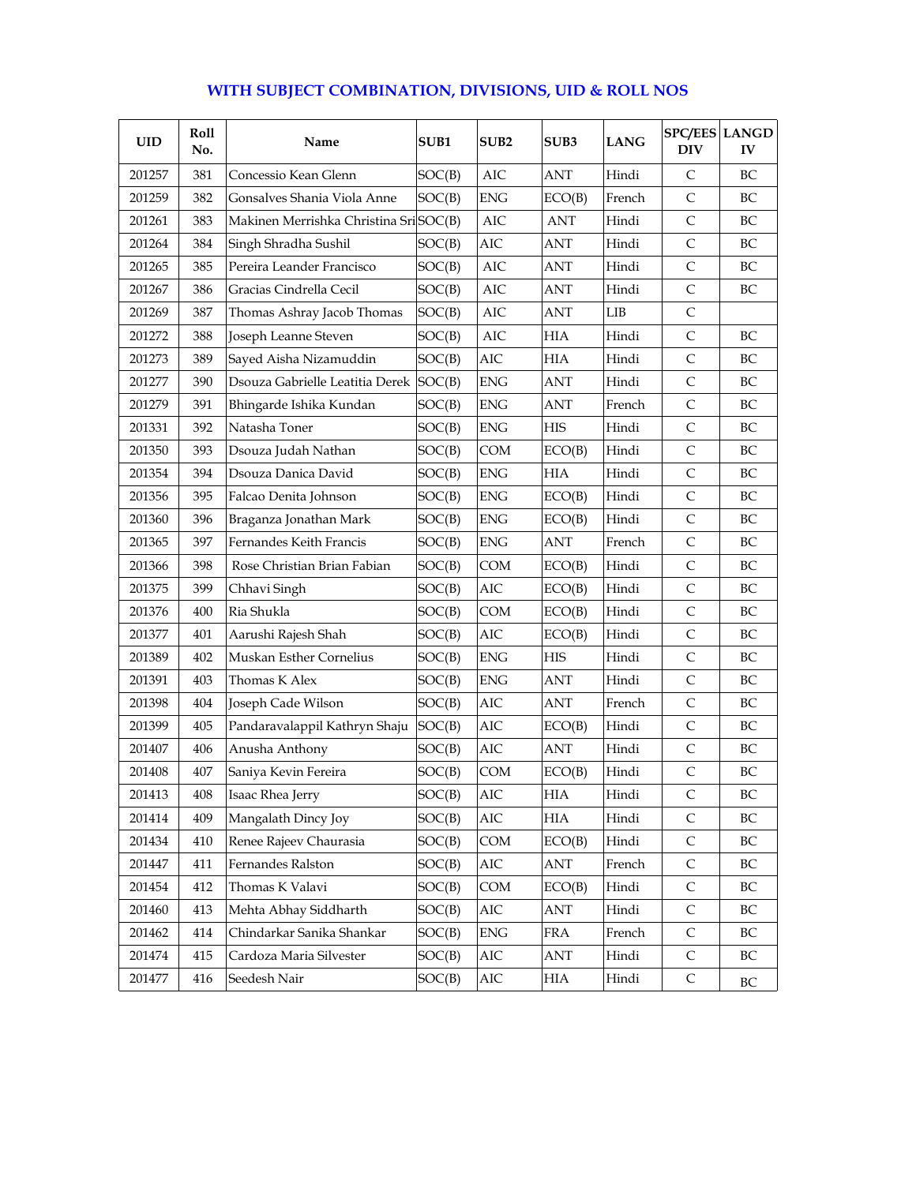## WITH SUBJECT COMBINATION, DIVISIONS, UID & ROLL NOS

| UID | Roll No. | Name | SUB1 | SUB2 | SUB3 | LANG | SPC/EES DIV | LANGD IV |
|---|---|---|---|---|---|---|---|---|
| 201257 | 381 | Concessio Kean Glenn | SOC(B) | AIC | ANT | Hindi | C | BC |
| 201259 | 382 | Gonsalves Shania Viola Anne | SOC(B) | ENG | ECO(B) | French | C | BC |
| 201261 | 383 | Makinen Merrishka Christina Sri | SOC(B) | AIC | ANT | Hindi | C | BC |
| 201264 | 384 | Singh Shradha Sushil | SOC(B) | AIC | ANT | Hindi | C | BC |
| 201265 | 385 | Pereira Leander Francisco | SOC(B) | AIC | ANT | Hindi | C | BC |
| 201267 | 386 | Gracias Cindrella Cecil | SOC(B) | AIC | ANT | Hindi | C | BC |
| 201269 | 387 | Thomas Ashray Jacob Thomas | SOC(B) | AIC | ANT | LIB | C | |
| 201272 | 388 | Joseph Leanne Steven | SOC(B) | AIC | HIA | Hindi | C | BC |
| 201273 | 389 | Sayed Aisha Nizamuddin | SOC(B) | AIC | HIA | Hindi | C | BC |
| 201277 | 390 | Dsouza Gabrielle Leatitia Derek | SOC(B) | ENG | ANT | Hindi | C | BC |
| 201279 | 391 | Bhingarde Ishika Kundan | SOC(B) | ENG | ANT | French | C | BC |
| 201331 | 392 | Natasha Toner | SOC(B) | ENG | HIS | Hindi | C | BC |
| 201350 | 393 | Dsouza Judah Nathan | SOC(B) | COM | ECO(B) | Hindi | C | BC |
| 201354 | 394 | Dsouza Danica David | SOC(B) | ENG | HIA | Hindi | C | BC |
| 201356 | 395 | Falcao Denita Johnson | SOC(B) | ENG | ECO(B) | Hindi | C | BC |
| 201360 | 396 | Braganza Jonathan Mark | SOC(B) | ENG | ECO(B) | Hindi | C | BC |
| 201365 | 397 | Fernandes Keith Francis | SOC(B) | ENG | ANT | French | C | BC |
| 201366 | 398 | Rose Christian Brian Fabian | SOC(B) | COM | ECO(B) | Hindi | C | BC |
| 201375 | 399 | Chhavi Singh | SOC(B) | AIC | ECO(B) | Hindi | C | BC |
| 201376 | 400 | Ria Shukla | SOC(B) | COM | ECO(B) | Hindi | C | BC |
| 201377 | 401 | Aarushi Rajesh Shah | SOC(B) | AIC | ECO(B) | Hindi | C | BC |
| 201389 | 402 | Muskan Esther Cornelius | SOC(B) | ENG | HIS | Hindi | C | BC |
| 201391 | 403 | Thomas K Alex | SOC(B) | ENG | ANT | Hindi | C | BC |
| 201398 | 404 | Joseph Cade Wilson | SOC(B) | AIC | ANT | French | C | BC |
| 201399 | 405 | Pandaravalappil Kathryn Shaju | SOC(B) | AIC | ECO(B) | Hindi | C | BC |
| 201407 | 406 | Anusha Anthony | SOC(B) | AIC | ANT | Hindi | C | BC |
| 201408 | 407 | Saniya Kevin Fereira | SOC(B) | COM | ECO(B) | Hindi | C | BC |
| 201413 | 408 | Isaac Rhea Jerry | SOC(B) | AIC | HIA | Hindi | C | BC |
| 201414 | 409 | Mangalath Dincy Joy | SOC(B) | AIC | HIA | Hindi | C | BC |
| 201434 | 410 | Renee Rajeev Chaurasia | SOC(B) | COM | ECO(B) | Hindi | C | BC |
| 201447 | 411 | Fernandes Ralston | SOC(B) | AIC | ANT | French | C | BC |
| 201454 | 412 | Thomas K Valavi | SOC(B) | COM | ECO(B) | Hindi | C | BC |
| 201460 | 413 | Mehta Abhay Siddharth | SOC(B) | AIC | ANT | Hindi | C | BC |
| 201462 | 414 | Chindarkar Sanika Shankar | SOC(B) | ENG | FRA | French | C | BC |
| 201474 | 415 | Cardoza Maria Silvester | SOC(B) | AIC | ANT | Hindi | C | BC |
| 201477 | 416 | Seedesh Nair | SOC(B) | AIC | HIA | Hindi | C | BC |